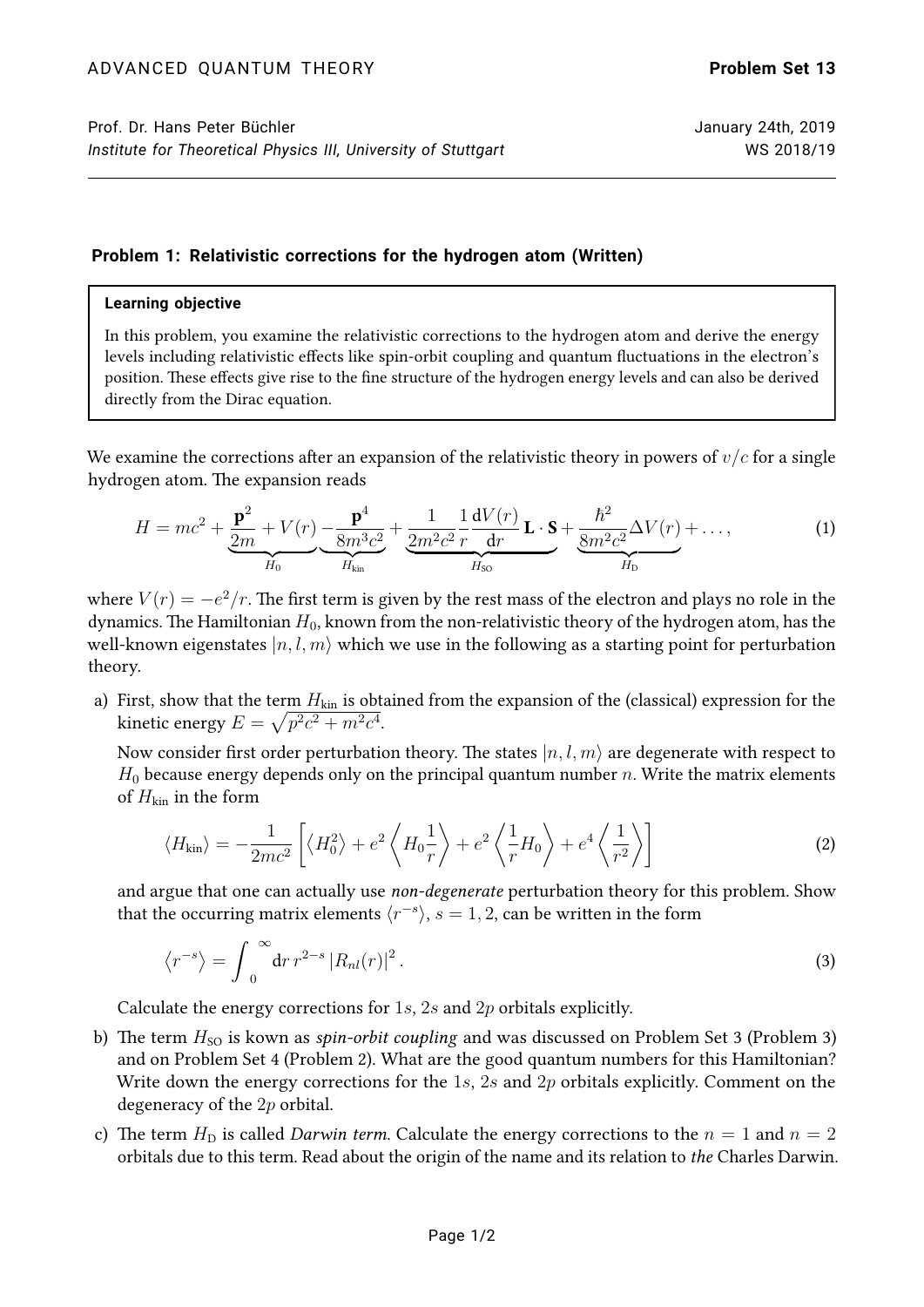ADVANCED QUANTUM THEORY **Problem Set 13**

Prof. Dr. Hans Peter Büchler January 24th, 2019
*Institute for Theoretical Physics III, University of Stuttgart* WS 2018/19

### Problem 1: Relativistic corrections for the hydrogen atom (Written)

> **Learning objective**
>
> In this problem, you examine the relativistic corrections to the hydrogen atom and derive the energy levels including relativistic effects like spin-orbit coupling and quantum fluctuations in the electron's position. These effects give rise to the fine structure of the hydrogen energy levels and can also be derived directly from the Dirac equation.

We examine the corrections after an expansion of the relativistic theory in powers of $v/c$ for a single hydrogen atom. The expansion reads

$$H = mc^2 + \underbrace{\frac{\mathbf{p}^2}{2m} + V(r)}_{H_0} \underbrace{- \frac{\mathbf{p}^4}{8m^3c^2}}_{H_{\text{kin}}} + \underbrace{\frac{1}{2m^2c^2}\frac{1}{r}\frac{\mathrm{d}V(r)}{\mathrm{d}r}\,\mathbf{L}\cdot\mathbf{S}}_{H_{\text{SO}}} + \underbrace{\frac{\hbar^2}{8m^2c^2}\Delta V(r)}_{H_{\text{D}}} + \dots, \tag{1}$$

where $V(r) = -e^2/r$. The first term is given by the rest mass of the electron and plays no role in the dynamics. The Hamiltonian $H_0$, known from the non-relativistic theory of the hydrogen atom, has the well-known eigenstates $|n, l, m\rangle$ which we use in the following as a starting point for perturbation theory.

a) First, show that the term $H_{\text{kin}}$ is obtained from the expansion of the (classical) expression for the kinetic energy $E = \sqrt{p^2c^2 + m^2c^4}$.

   Now consider first order perturbation theory. The states $|n, l, m\rangle$ are degenerate with respect to $H_0$ because energy depends only on the principal quantum number $n$. Write the matrix elements of $H_{\text{kin}}$ in the form

   $$\langle H_{\text{kin}}\rangle = -\frac{1}{2mc^2}\left[\left\langle H_0^2\right\rangle + e^2\left\langle H_0\frac{1}{r}\right\rangle + e^2\left\langle\frac{1}{r}H_0\right\rangle + e^4\left\langle\frac{1}{r^2}\right\rangle\right] \tag{2}$$

   and argue that one can actually use *non-degenerate* perturbation theory for this problem. Show that the occurring matrix elements $\langle r^{-s}\rangle$, $s = 1, 2$, can be written in the form

   $$\left\langle r^{-s}\right\rangle = \int_0^\infty \mathrm{d}r\, r^{2-s}\left|R_{nl}(r)\right|^2. \tag{3}$$

   Calculate the energy corrections for $1s$, $2s$ and $2p$ orbitals explicitly.

b) The term $H_{\text{SO}}$ is kown as *spin-orbit coupling* and was discussed on Problem Set 3 (Problem 3) and on Problem Set 4 (Problem 2). What are the good quantum numbers for this Hamiltonian? Write down the energy corrections for the $1s$, $2s$ and $2p$ orbitals explicitly. Comment on the degeneracy of the $2p$ orbital.

c) The term $H_{\text{D}}$ is called *Darwin term.* Calculate the energy corrections to the $n = 1$ and $n = 2$ orbitals due to this term. Read about the origin of the name and its relation to *the* Charles Darwin.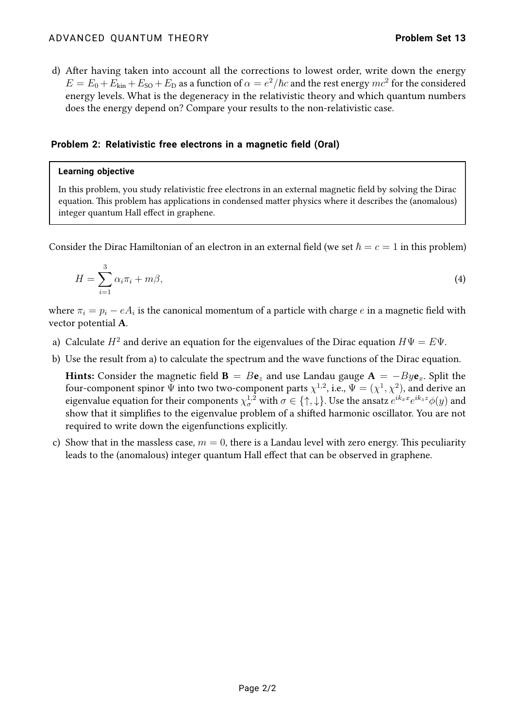d) After having taken into account all the corrections to lowest order, write down the energy $E = E_0 + E_{\text{kin}} + E_{\text{SO}} + E_{\text{D}}$ as a function of $\alpha = e^2/\hbar c$ and the rest energy $mc^2$ for the considered energy levels. What is the degeneracy in the relativistic theory and which quantum numbers does the energy depend on? Compare your results to the non-relativistic case.

## Problem 2: Relativistic free electrons in a magnetic field (Oral)

> **Learning objective**
>
> In this problem, you study relativistic free electrons in an external magnetic field by solving the Dirac equation. This problem has applications in condensed matter physics where it describes the (anomalous) integer quantum Hall effect in graphene.

Consider the Dirac Hamiltonian of an electron in an external field (we set $\hbar = c = 1$ in this problem)

$$H = \sum_{i=1}^{3} \alpha_i \pi_i + m\beta, \tag{4}$$

where $\pi_i = p_i - eA_i$ is the canonical momentum of a particle with charge $e$ in a magnetic field with vector potential $\mathbf{A}$.

a) Calculate $H^2$ and derive an equation for the eigenvalues of the Dirac equation $H\Psi = E\Psi$.

b) Use the result from a) to calculate the spectrum and the wave functions of the Dirac equation.

   **Hints:** Consider the magnetic field $\mathbf{B} = B\mathbf{e}_z$ and use Landau gauge $\mathbf{A} = -By\mathbf{e}_x$. Split the four-component spinor $\Psi$ into two two-component parts $\chi^{1,2}$, i.e., $\Psi = (\chi^1, \chi^2)$, and derive an eigenvalue equation for their components $\chi^{1,2}_\sigma$ with $\sigma \in \{\uparrow, \downarrow\}$. Use the ansatz $e^{ik_x x} e^{ik_z z} \phi(y)$ and show that it simplifies to the eigenvalue problem of a shifted harmonic oscillator. You are not required to write down the eigenfunctions explicitly.

c) Show that in the massless case, $m = 0$, there is a Landau level with zero energy. This peculiarity leads to the (anomalous) integer quantum Hall effect that can be observed in graphene.